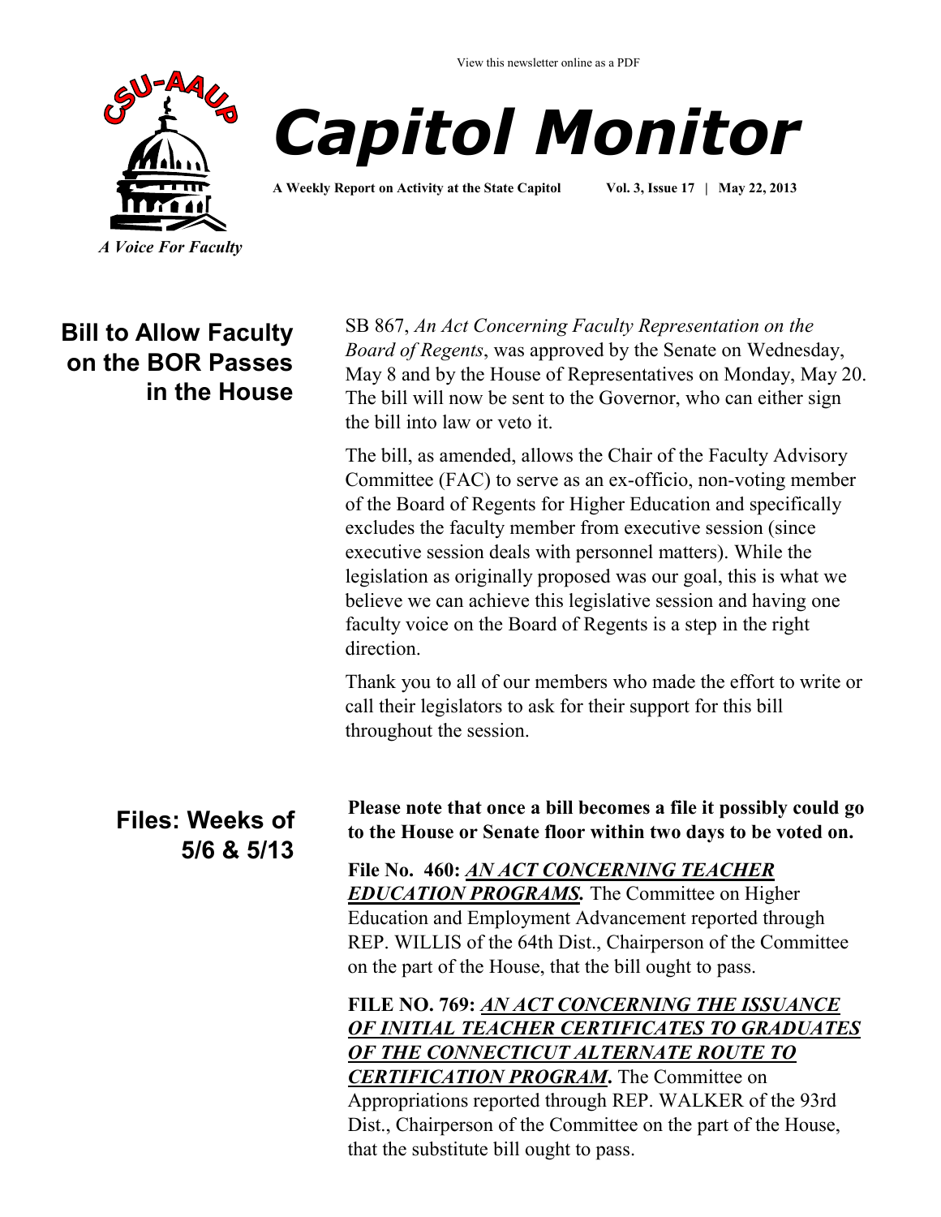View this newsletter online as a PDF

CSU-AAUP

*A Voice For Faculty*

# *Capitol Monitor*

**A Weekly Report on Activity at the State Capitol** **Vol. 3, Issue 17 | May 22, 2013**

## Bill to Allow Faculty on the BOR Passes in the House

SB 867, *An Act Concerning Faculty Representation on the Board of Regents*, was approved by the Senate on Wednesday, May 8 and by the House of Representatives on Monday, May 20. The bill will now be sent to the Governor, who can either sign the bill into law or veto it.

The bill, as amended, allows the Chair of the Faculty Advisory Committee (FAC) to serve as an ex-officio, non-voting member of the Board of Regents for Higher Education and specifically excludes the faculty member from executive session (since executive session deals with personnel matters). While the legislation as originally proposed was our goal, this is what we believe we can achieve this legislative session and having one faculty voice on the Board of Regents is a step in the right direction.

Thank you to all of our members who made the effort to write or call their legislators to ask for their support for this bill throughout the session.

## Files: Weeks of 5/6 & 5/13

**Please note that once a bill becomes a file it possibly could go to the House or Senate floor within two days to be voted on.**

**File No. 460: *AN ACT CONCERNING TEACHER EDUCATION PROGRAMS.*** The Committee on Higher Education and Employment Advancement reported through REP. WILLIS of the 64th Dist., Chairperson of the Committee on the part of the House, that the bill ought to pass.

**FILE NO. 769: *AN ACT CONCERNING THE ISSUANCE OF INITIAL TEACHER CERTIFICATES TO GRADUATES OF THE CONNECTICUT ALTERNATE ROUTE TO CERTIFICATION PROGRAM*.** The Committee on Appropriations reported through REP. WALKER of the 93rd Dist., Chairperson of the Committee on the part of the House, that the substitute bill ought to pass.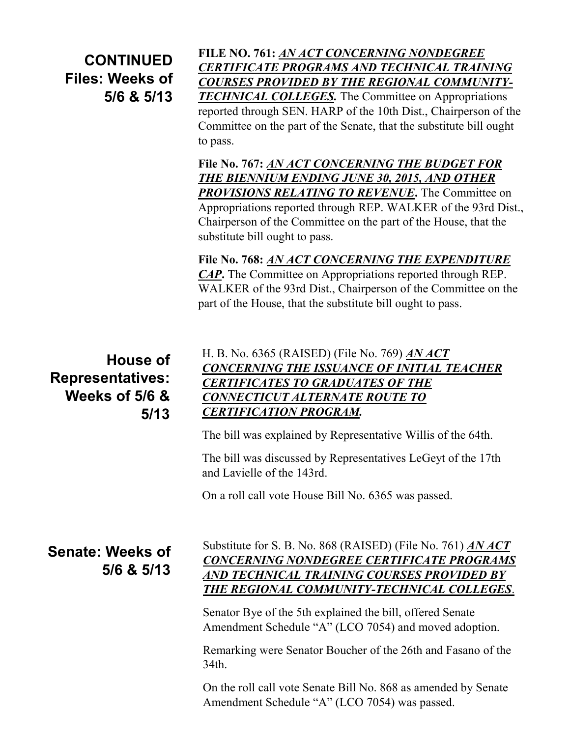## CONTINUED Files: Weeks of 5/6 & 5/13

**FILE NO. 761:** ***AN ACT CONCERNING NONDEGREE CERTIFICATE PROGRAMS AND TECHNICAL TRAINING COURSES PROVIDED BY THE REGIONAL COMMUNITY-TECHNICAL COLLEGES.*** The Committee on Appropriations reported through SEN. HARP of the 10th Dist., Chairperson of the Committee on the part of the Senate, that the substitute bill ought to pass.

**File No. 767:** ***AN ACT CONCERNING THE BUDGET FOR THE BIENNIUM ENDING JUNE 30, 2015, AND OTHER PROVISIONS RELATING TO REVENUE*.** The Committee on Appropriations reported through REP. WALKER of the 93rd Dist., Chairperson of the Committee on the part of the House, that the substitute bill ought to pass.

**File No. 768:** ***AN ACT CONCERNING THE EXPENDITURE CAP*.** The Committee on Appropriations reported through REP. WALKER of the 93rd Dist., Chairperson of the Committee on the part of the House, that the substitute bill ought to pass.

## House of Representatives: Weeks of 5/6 & 5/13

H. B. No. 6365 (RAISED) (File No. 769) ***AN ACT CONCERNING THE ISSUANCE OF INITIAL TEACHER CERTIFICATES TO GRADUATES OF THE CONNECTICUT ALTERNATE ROUTE TO CERTIFICATION PROGRAM.***

The bill was explained by Representative Willis of the 64th.

The bill was discussed by Representatives LeGeyt of the 17th and Lavielle of the 143rd.

On a roll call vote House Bill No. 6365 was passed.

## Senate: Weeks of 5/6 & 5/13

Substitute for S. B. No. 868 (RAISED) (File No. 761) ***AN ACT CONCERNING NONDEGREE CERTIFICATE PROGRAMS AND TECHNICAL TRAINING COURSES PROVIDED BY THE REGIONAL COMMUNITY-TECHNICAL COLLEGES*.**

Senator Bye of the 5th explained the bill, offered Senate Amendment Schedule "A" (LCO 7054) and moved adoption.

Remarking were Senator Boucher of the 26th and Fasano of the 34th.

On the roll call vote Senate Bill No. 868 as amended by Senate Amendment Schedule "A" (LCO 7054) was passed.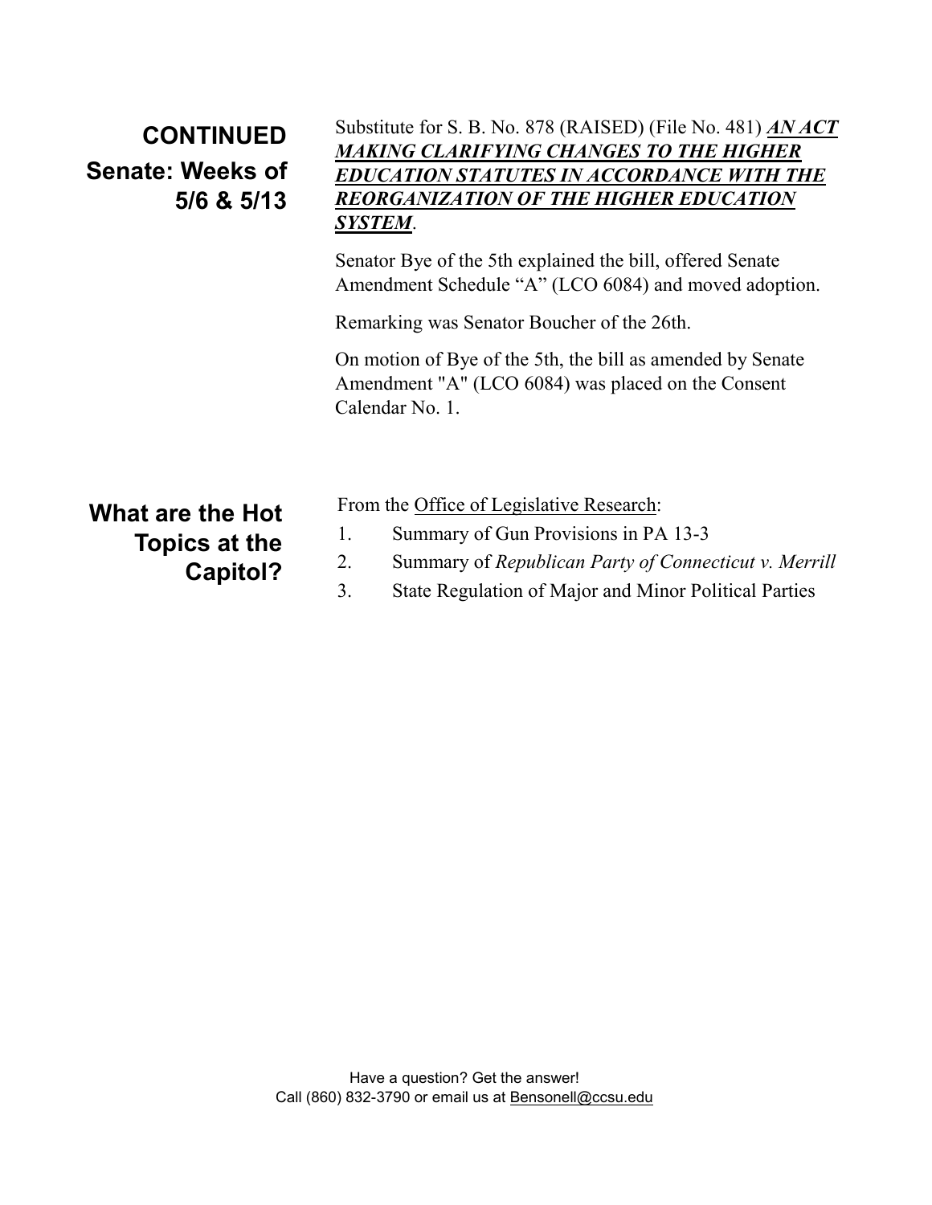## CONTINUED Senate: Weeks of 5/6 & 5/13

Substitute for S. B. No. 878 (RAISED) (File No. 481) ***AN ACT MAKING CLARIFYING CHANGES TO THE HIGHER EDUCATION STATUTES IN ACCORDANCE WITH THE REORGANIZATION OF THE HIGHER EDUCATION SYSTEM***.

Senator Bye of the 5th explained the bill, offered Senate Amendment Schedule "A" (LCO 6084) and moved adoption.

Remarking was Senator Boucher of the 26th.

On motion of Bye of the 5th, the bill as amended by Senate Amendment "A" (LCO 6084) was placed on the Consent Calendar No. 1.

## What are the Hot Topics at the Capitol?

From the Office of Legislative Research:

1. Summary of Gun Provisions in PA 13-3
2. Summary of *Republican Party of Connecticut v. Merrill*
3. State Regulation of Major and Minor Political Parties

Have a question? Get the answer!
Call (860) 832-3790 or email us at Bensonell@ccsu.edu